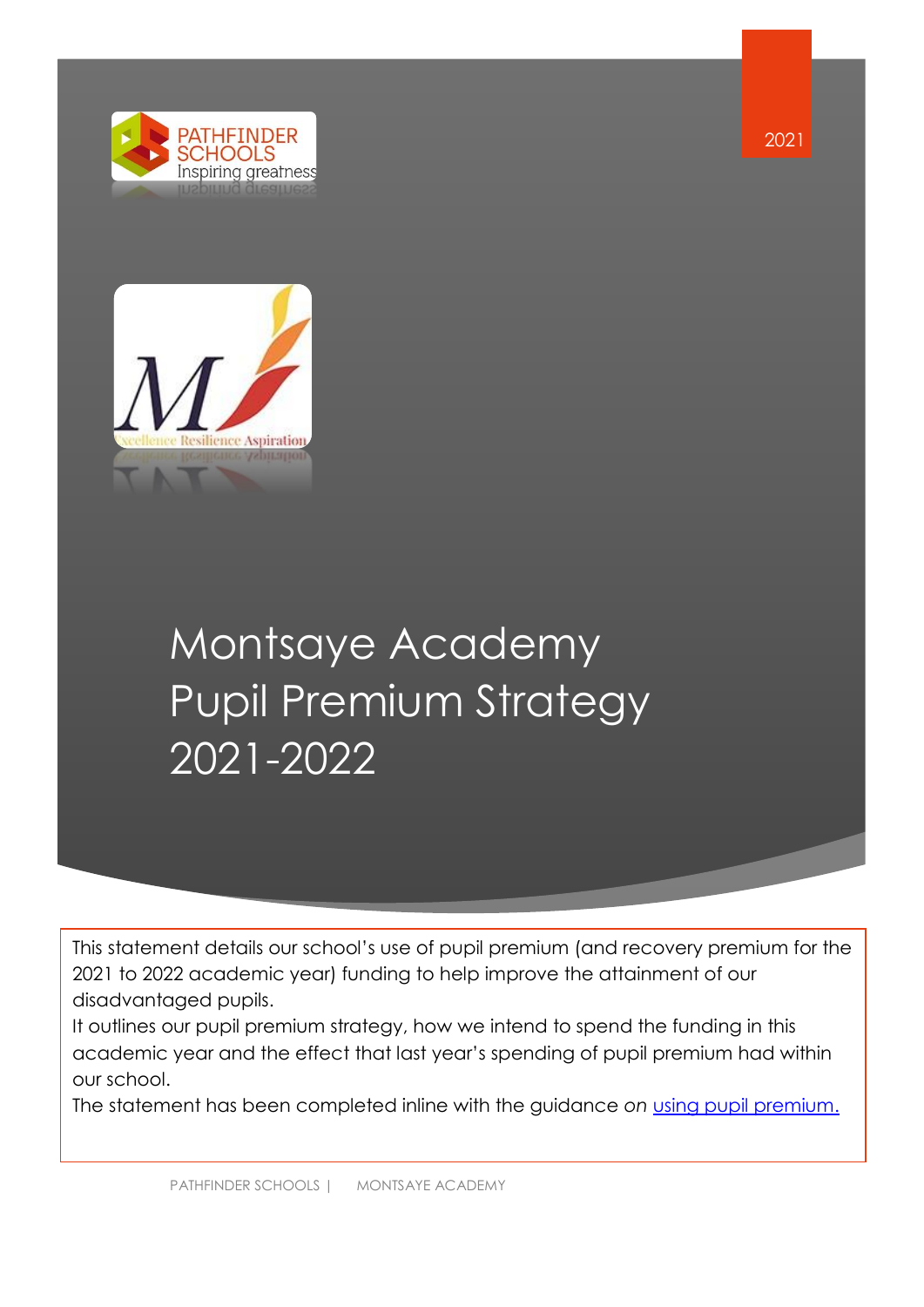2021

# Montsaye Academy Pupil Premium Strategy 2021-2022

This statement details our school's use of pupil premium (and recovery premium for the 2021 to 2022 academic year) funding to help improve the attainment of our disadvantaged pupils.

It outlines our pupil premium strategy, how we intend to spend the funding in this academic year and the effect that last year's spending of pupil premium had within our school.

The statement has been completed inline with the guidance *on* using pupil premium.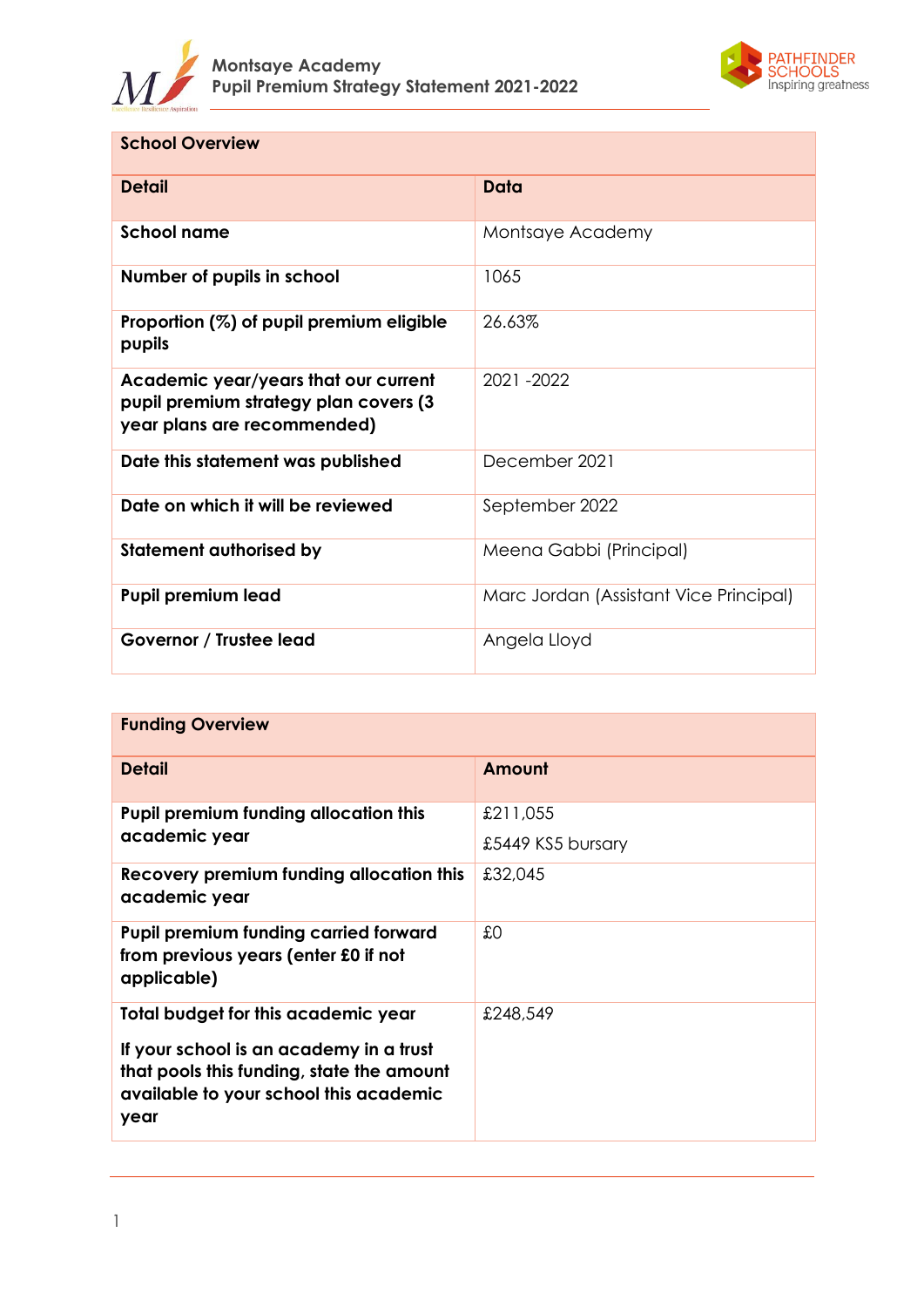| School Overview | |
|---|---|
| **Detail** | **Data** |
| **School name** | Montsaye Academy |
| **Number of pupils in school** | 1065 |
| **Proportion (%) of pupil premium eligible pupils** | 26.63% |
| **Academic year/years that our current pupil premium strategy plan covers (3 year plans are recommended)** | 2021 -2022 |
| **Date this statement was published** | December 2021 |
| **Date on which it will be reviewed** | September 2022 |
| **Statement authorised by** | Meena Gabbi (Principal) |
| **Pupil premium lead** | Marc Jordan (Assistant Vice Principal) |
| **Governor / Trustee lead** | Angela Lloyd |

| Funding Overview | |
|---|---|
| **Detail** | **Amount** |
| **Pupil premium funding allocation this academic year** | £211,055<br>£5449 KS5 bursary |
| **Recovery premium funding allocation this academic year** | £32,045 |
| **Pupil premium funding carried forward from previous years (enter £0 if not applicable)** | £0 |
| **Total budget for this academic year**<br><br>**If your school is an academy in a trust that pools this funding, state the amount available to your school this academic year** | £248,549 |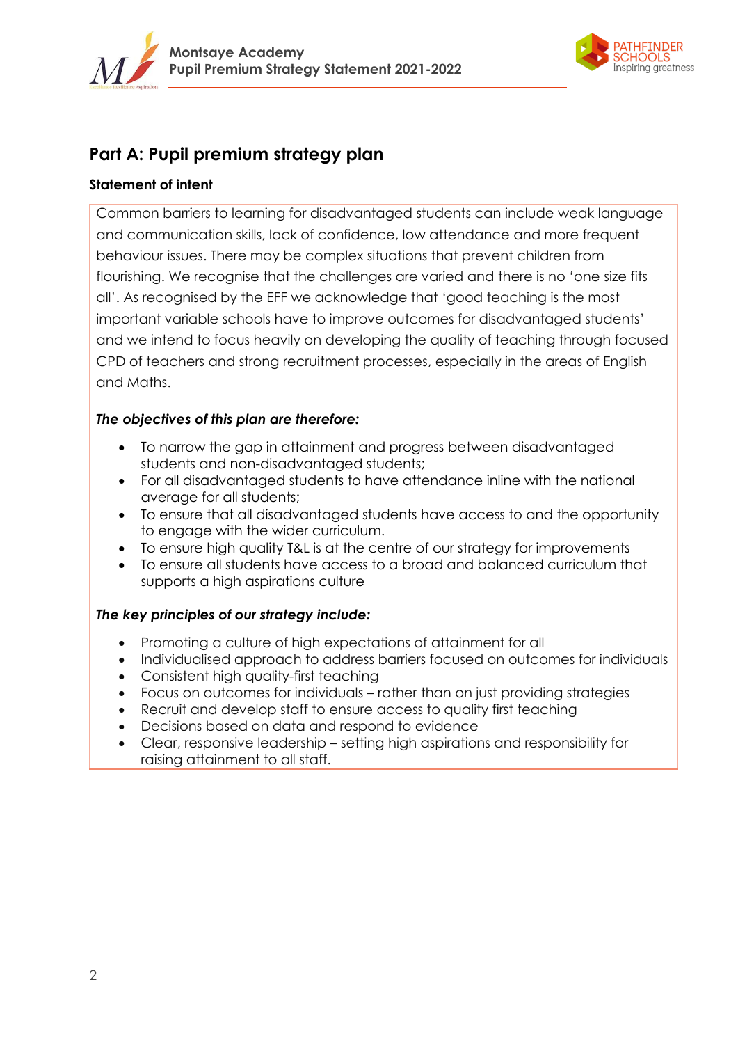## Part A: Pupil premium strategy plan

### Statement of intent

Common barriers to learning for disadvantaged students can include weak language and communication skills, lack of confidence, low attendance and more frequent behaviour issues. There may be complex situations that prevent children from flourishing. We recognise that the challenges are varied and there is no 'one size fits all'. As recognised by the EFF we acknowledge that 'good teaching is the most important variable schools have to improve outcomes for disadvantaged students' and we intend to focus heavily on developing the quality of teaching through focused CPD of teachers and strong recruitment processes, especially in the areas of English and Maths.

***The objectives of this plan are therefore:***

- To narrow the gap in attainment and progress between disadvantaged students and non-disadvantaged students;
- For all disadvantaged students to have attendance inline with the national average for all students;
- To ensure that all disadvantaged students have access to and the opportunity to engage with the wider curriculum.
- To ensure high quality T&L is at the centre of our strategy for improvements
- To ensure all students have access to a broad and balanced curriculum that supports a high aspirations culture

***The key principles of our strategy include:***

- Promoting a culture of high expectations of attainment for all
- Individualised approach to address barriers focused on outcomes for individuals
- Consistent high quality-first teaching
- Focus on outcomes for individuals – rather than on just providing strategies
- Recruit and develop staff to ensure access to quality first teaching
- Decisions based on data and respond to evidence
- Clear, responsive leadership – setting high aspirations and responsibility for raising attainment to all staff.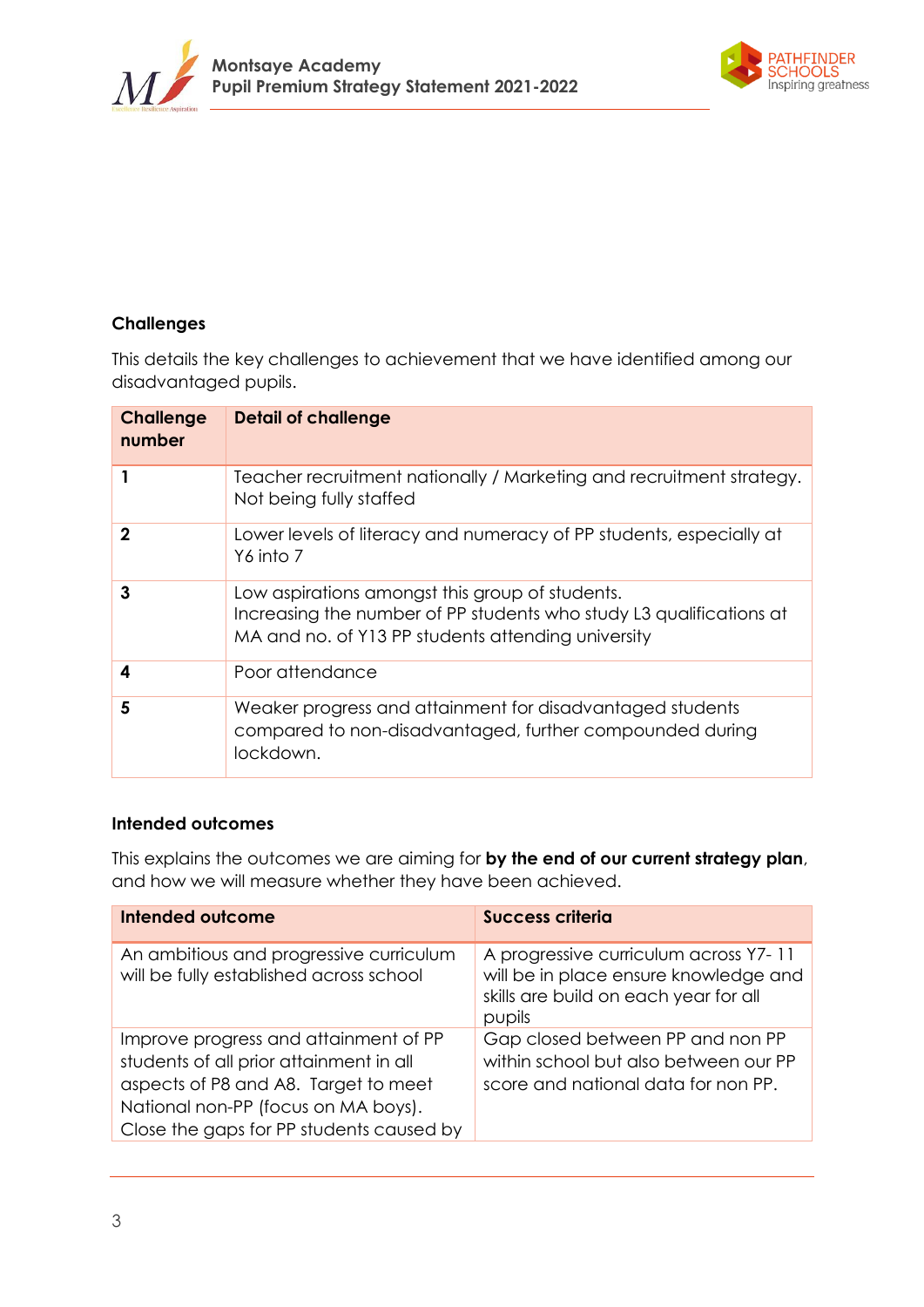## Challenges

This details the key challenges to achievement that we have identified among our disadvantaged pupils.

| Challenge number | Detail of challenge |
|---|---|
| **1** | Teacher recruitment nationally / Marketing and recruitment strategy. Not being fully staffed |
| **2** | Lower levels of literacy and numeracy of PP students, especially at Y6 into 7 |
| **3** | Low aspirations amongst this group of students. Increasing the number of PP students who study L3 qualifications at MA and no. of Y13 PP students attending university |
| **4** | Poor attendance |
| **5** | Weaker progress and attainment for disadvantaged students compared to non-disadvantaged, further compounded during lockdown. |

## Intended outcomes

This explains the outcomes we are aiming for **by the end of our current strategy plan**, and how we will measure whether they have been achieved.

| Intended outcome | Success criteria |
|---|---|
| An ambitious and progressive curriculum will be fully established across school | A progressive curriculum across Y7- 11 will be in place ensure knowledge and skills are build on each year for all pupils |
| Improve progress and attainment of PP students of all prior attainment in all aspects of P8 and A8. Target to meet National non-PP (focus on MA boys). Close the gaps for PP students caused by | Gap closed between PP and non PP within school but also between our PP score and national data for non PP. |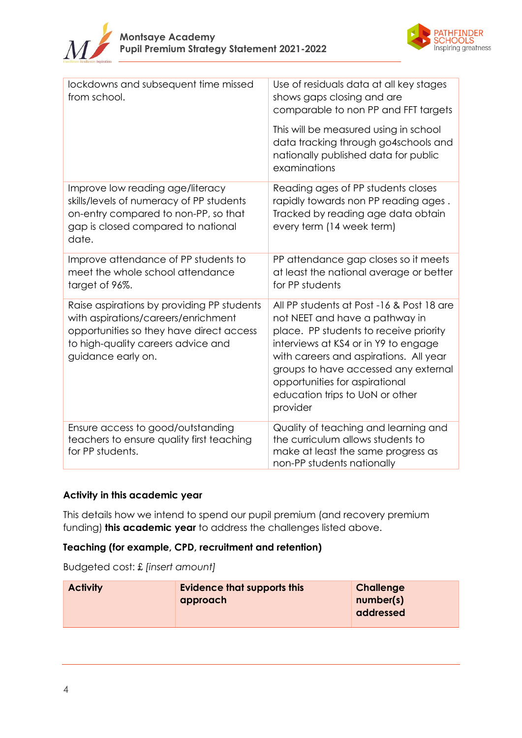| | |
|---|---|
| lockdowns and subsequent time missed from school. | Use of residuals data at all key stages shows gaps closing and are comparable to non PP and FFT targets<br><br>This will be measured using in school data tracking through go4schools and nationally published data for public examinations |
| Improve low reading age/literacy skills/levels of numeracy of PP students on-entry compared to non-PP, so that gap is closed compared to national date. | Reading ages of PP students closes rapidly towards non PP reading ages . Tracked by reading age data obtain every term (14 week term) |
| Improve attendance of PP students to meet the whole school attendance target of 96%. | PP attendance gap closes so it meets at least the national average or better for PP students |
| Raise aspirations by providing PP students with aspirations/careers/enrichment opportunities so they have direct access to high-quality careers advice and guidance early on. | All PP students at Post -16 & Post 18 are not NEET and have a pathway in place. PP students to receive priority interviews at KS4 or in Y9 to engage with careers and aspirations. All year groups to have accessed any external opportunities for aspirational education trips to UoN or other provider |
| Ensure access to good/outstanding teachers to ensure quality first teaching for PP students. | Quality of teaching and learning and the curriculum allows students to make at least the same progress as non-PP students nationally |

## Activity in this academic year

This details how we intend to spend our pupil premium (and recovery premium funding) **this academic year** to address the challenges listed above.

### Teaching (for example, CPD, recruitment and retention)

Budgeted cost: £ *[insert amount]*

| Activity | Evidence that supports this approach | Challenge number(s) addressed |
|---|---|---|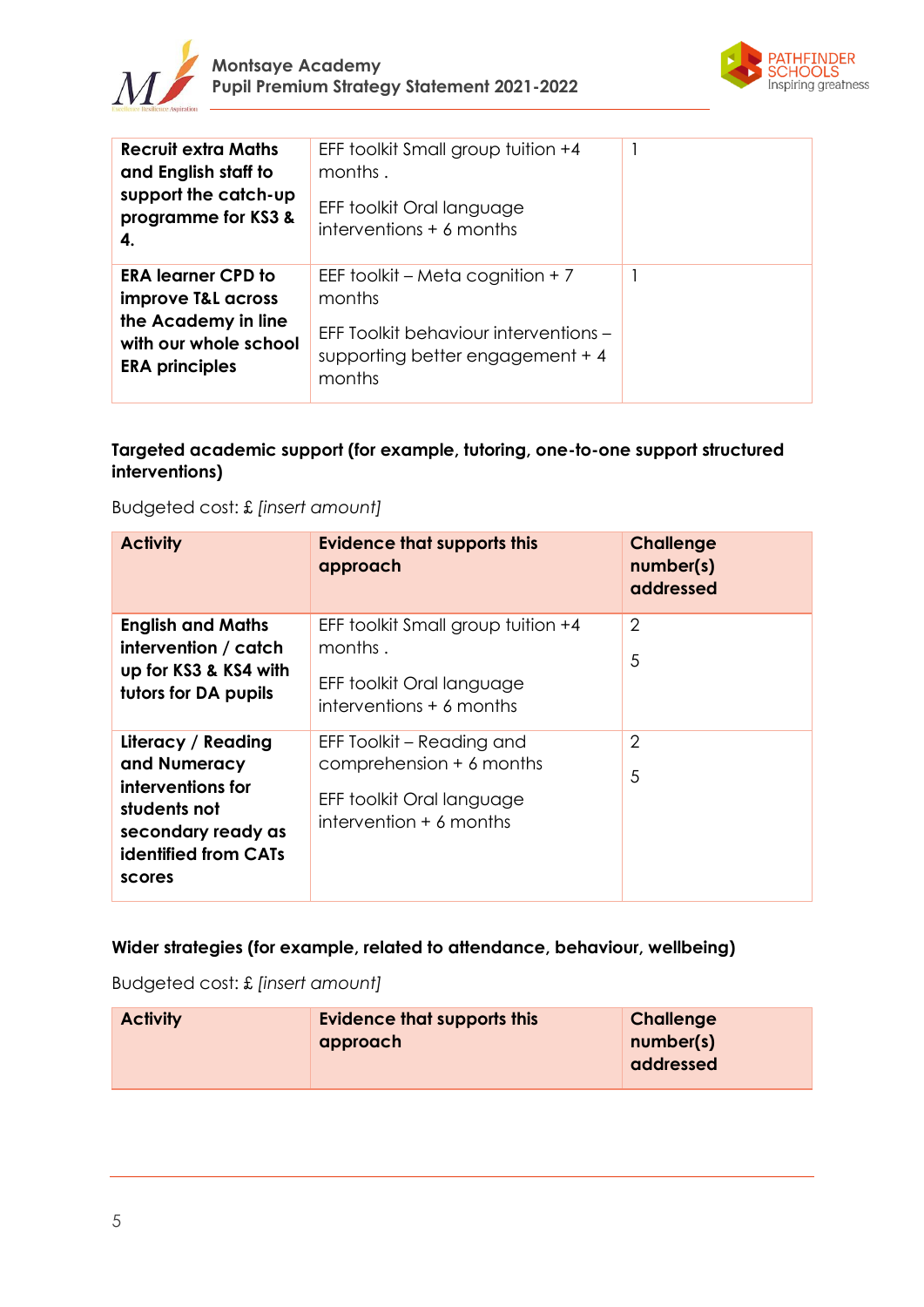| | | |
|---|---|---|
| **Recruit extra Maths and English staff to support the catch-up programme for KS3 & 4.** | EFF toolkit Small group tuition +4 months .<br><br>EFF toolkit Oral language interventions + 6 months | 1 |
| **ERA learner CPD to improve T&L across the Academy in line with our whole school ERA principles** | EEF toolkit – Meta cognition + 7 months<br><br>EFF Toolkit behaviour interventions – supporting better engagement + 4 months | 1 |

### Targeted academic support (for example, tutoring, one-to-one support structured interventions)

Budgeted cost: £ *[insert amount]*

| Activity | Evidence that supports this approach | Challenge number(s) addressed |
|---|---|---|
| **English and Maths intervention / catch up for KS3 & KS4 with tutors for DA pupils** | EFF toolkit Small group tuition +4 months .<br><br>EFF toolkit Oral language interventions + 6 months | 2<br><br>5 |
| **Literacy / Reading and Numeracy interventions for students not secondary ready as identified from CATs scores** | EFF Toolkit – Reading and comprehension + 6 months<br><br>EFF toolkit Oral language intervention + 6 months | 2<br><br>5 |

### Wider strategies (for example, related to attendance, behaviour, wellbeing)

Budgeted cost: £ *[insert amount]*

| Activity | Evidence that supports this approach | Challenge number(s) addressed |
|---|---|---|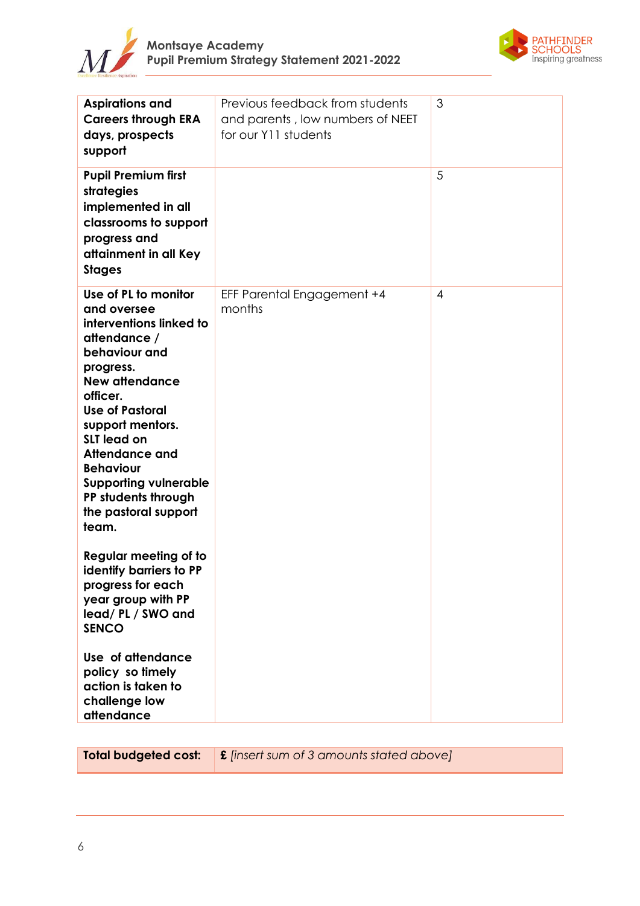| | | |
|---|---|---|
| **Aspirations and Careers through ERA days, prospects support** | Previous feedback from students and parents , low numbers of NEET for our Y11 students | 3 |
| **Pupil Premium first strategies implemented in all classrooms to support progress and attainment in all Key Stages** | | 5 |
| **Use of PL to monitor and oversee interventions linked to attendance / behaviour and progress.**<br>**New attendance officer.**<br>**Use of Pastoral support mentors.**<br>**SLT lead on Attendance and Behaviour**<br>**Supporting vulnerable PP students through the pastoral support team.**<br><br>**Regular meeting of to identify barriers to PP progress for each year group with PP lead/ PL / SWO and SENCO**<br><br>**Use of attendance policy so timely action is taken to challenge low attendance** | EFF Parental Engagement +4 months | 4 |

| **Total budgeted cost:** | **£** *[insert sum of 3 amounts stated above]* |
|---|---|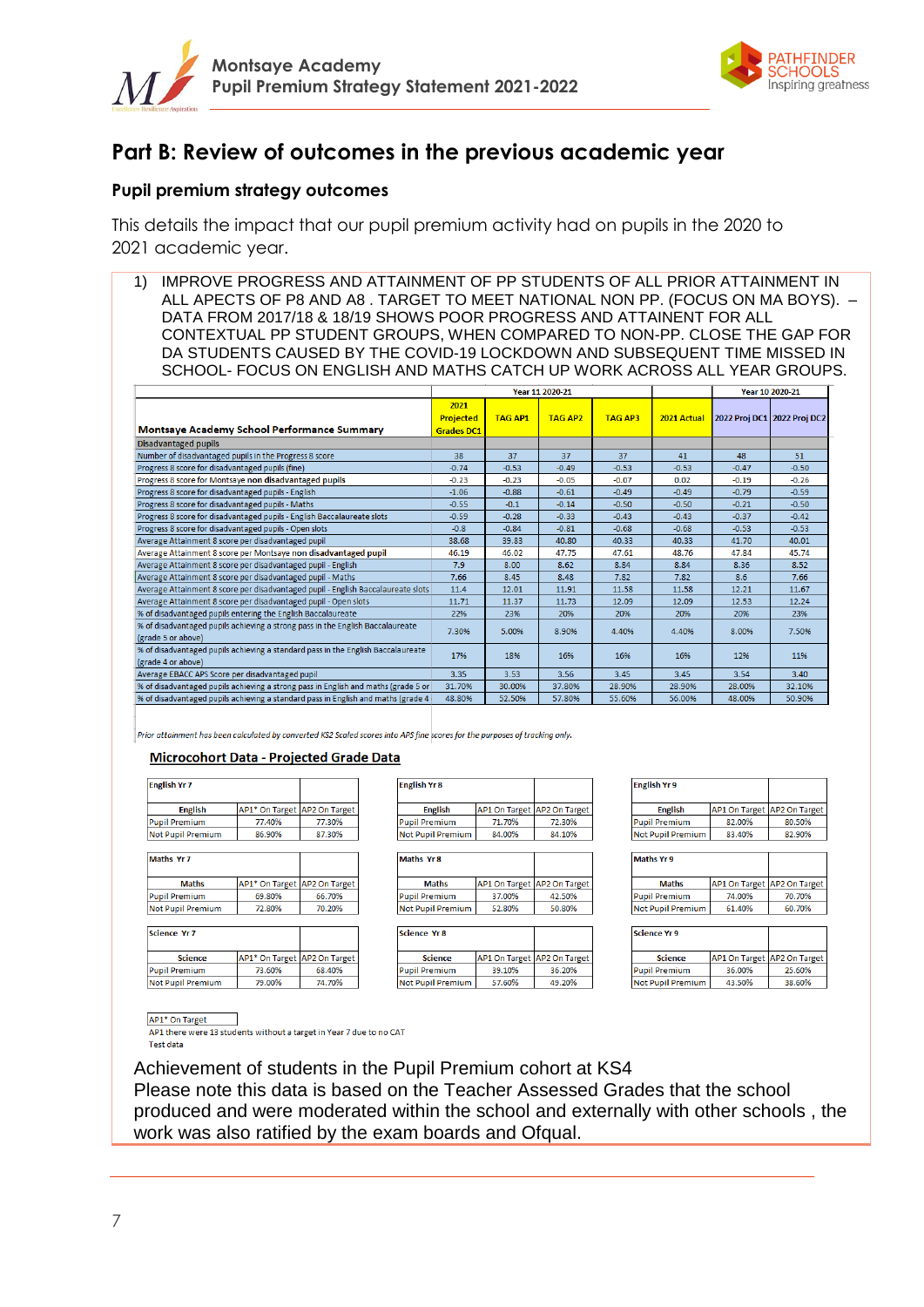## Part B: Review of outcomes in the previous academic year

### Pupil premium strategy outcomes

This details the impact that our pupil premium activity had on pupils in the 2020 to 2021 academic year.

1) IMPROVE PROGRESS AND ATTAINMENT OF PP STUDENTS OF ALL PRIOR ATTAINMENT IN ALL APECTS OF P8 AND A8 . TARGET TO MEET NATIONAL NON PP. (FOCUS ON MA BOYS). – DATA FROM 2017/18 & 18/19 SHOWS POOR PROGRESS AND ATTAINENT FOR ALL CONTEXTUAL PP STUDENT GROUPS, WHEN COMPARED TO NON-PP. CLOSE THE GAP FOR DA STUDENTS CAUSED BY THE COVID-19 LOCKDOWN AND SUBSEQUENT TIME MISSED IN SCHOOL- FOCUS ON ENGLISH AND MATHS CATCH UP WORK ACROSS ALL YEAR GROUPS.

| | Year 11 2020-21 | | | | | Year 10 2020-21 | |
|---|---|---|---|---|---|---|---|
| **Montsaye Academy School Performance Summary** | 2021 Projected Grades DC1 | TAG AP1 | TAG AP2 | TAG AP3 | 2021 Actual | 2022 Proj DC1 | 2022 Proj DC2 |
| **Disadvantaged pupils** | | | | | | | |
| Number of disadvantaged pupils in the Progress 8 score | 38 | 37 | 37 | 37 | 41 | 48 | 51 |
| Progress 8 score for disadvantaged pupils (fine) | -0.74 | -0.53 | -0.49 | -0.53 | -0.53 | -0.47 | -0.50 |
| Progress 8 score for Montsaye non disadvantaged pupils | -0.23 | -0.23 | -0.05 | -0.07 | 0.02 | -0.19 | -0.26 |
| Progress 8 score for disadvantaged pupils - English | -1.06 | -0.88 | -0.61 | -0.49 | -0.49 | -0.79 | -0.59 |
| Progress 8 score for disadvantaged pupils - Maths | -0.55 | -0.1 | -0.14 | -0.50 | -0.50 | -0.21 | -0.50 |
| Progress 8 score for disadvantaged pupils - English Baccalaureate slots | -0.59 | -0.28 | -0.33 | -0.43 | -0.43 | -0.37 | -0.42 |
| Progress 8 score for disadvantaged pupils - Open slots | -0.8 | -0.84 | -0.81 | -0.68 | -0.68 | -0.53 | -0.53 |
| Average Attainment 8 score per disadvantaged pupil | 38.68 | 39.83 | 40.80 | 40.33 | 40.33 | 41.70 | 40.01 |
| Average Attainment 8 score per Montsaye non disadvantaged pupil | 46.19 | 46.02 | 47.75 | 47.61 | 48.76 | 47.84 | 45.74 |
| Average Attainment 8 score per disadvantaged pupil - English | 7.9 | 8.00 | 8.62 | 8.84 | 8.84 | 8.36 | 8.52 |
| Average Attainment 8 score per disadvantaged pupil - Maths | 7.66 | 8.45 | 8.48 | 7.82 | 7.82 | 8.6 | 7.66 |
| Average Attainment 8 score per disadvantaged pupil - English Baccalaureate slots | 11.4 | 12.01 | 11.91 | 11.58 | 11.58 | 12.21 | 11.67 |
| Average Attainment 8 score per disadvantaged pupil - Open slots | 11.71 | 11.37 | 11.73 | 12.09 | 12.09 | 12.53 | 12.24 |
| % of disadvantaged pupils entering the English Baccalaureate | 22% | 23% | 20% | 20% | 20% | 20% | 23% |
| % of disadvantaged pupils achieving a strong pass in the English Baccalaureate (grade 5 or above) | 7.30% | 5.00% | 8.90% | 4.40% | 4.40% | 8.00% | 7.50% |
| % of disadvantaged pupils achieving a standard pass in the English Baccalaureate (grade 4 or above) | 17% | 18% | 16% | 16% | 16% | 12% | 11% |
| Average EBACC APS Score per disadvantaged pupil | 3.35 | 3.53 | 3.56 | 3.45 | 3.45 | 3.54 | 3.40 |
| % of disadvantaged pupils achieving a strong pass in English and maths (grade 5 or | 31.70% | 30.00% | 37.80% | 28.90% | 28.90% | 28.00% | 32.10% |
| % of disadvantaged pupils achieving a standard pass in English and maths (grade 4 | 48.80% | 52.50% | 57.80% | 55.60% | 56.00% | 48.00% | 50.90% |

*Prior attainment has been calculated by converted KS2 Scaled scores into APS fine scores for the purposes of tracking only.*

**Microcohort Data - Projected Grade Data**

English Yr 7

| English | AP1* On Target | AP2 On Target |
|---|---|---|
| Pupil Premium | 77.40% | 77.30% |
| Not Pupil Premium | 86.90% | 87.30% |

English Yr 8

| English | AP1 On Target | AP2 On Target |
|---|---|---|
| Pupil Premium | 71.70% | 72.30% |
| Not Pupil Premium | 84.00% | 84.10% |

English Yr 9

| English | AP1 On Target | AP2 On Target |
|---|---|---|
| Pupil Premium | 82.00% | 80.50% |
| Not Pupil Premium | 83.40% | 82.90% |

Maths Yr 7

| Maths | AP1* On Target | AP2 On Target |
|---|---|---|
| Pupil Premium | 69.80% | 66.70% |
| Not Pupil Premium | 72.80% | 70.20% |

Maths Yr 8

| Maths | AP1 On Target | AP2 On Target |
|---|---|---|
| Pupil Premium | 37.00% | 42.50% |
| Not Pupil Premium | 52.80% | 50.80% |

Maths Yr 9

| Maths | AP1 On Target | AP2 On Target |
|---|---|---|
| Pupil Premium | 74.00% | 70.70% |
| Not Pupil Premium | 61.40% | 60.70% |

Science Yr 7

| Science | AP1* On Target | AP2 On Target |
|---|---|---|
| Pupil Premium | 73.60% | 68.40% |
| Not Pupil Premium | 79.00% | 74.70% |

Science Yr 8

| Science | AP1 On Target | AP2 On Target |
|---|---|---|
| Pupil Premium | 39.10% | 36.20% |
| Not Pupil Premium | 57.60% | 49.20% |

Science Yr 9

| Science | AP1 On Target | AP2 On Target |
|---|---|---|
| Pupil Premium | 36.00% | 25.60% |
| Not Pupil Premium | 43.50% | 38.60% |

AP1* On Target
AP1 there were 13 students without a target in Year 7 due to no CAT Test data

Achievement of students in the Pupil Premium cohort at KS4
Please note this data is based on the Teacher Assessed Grades that the school produced and were moderated within the school and externally with other schools , the work was also ratified by the exam boards and Ofqual.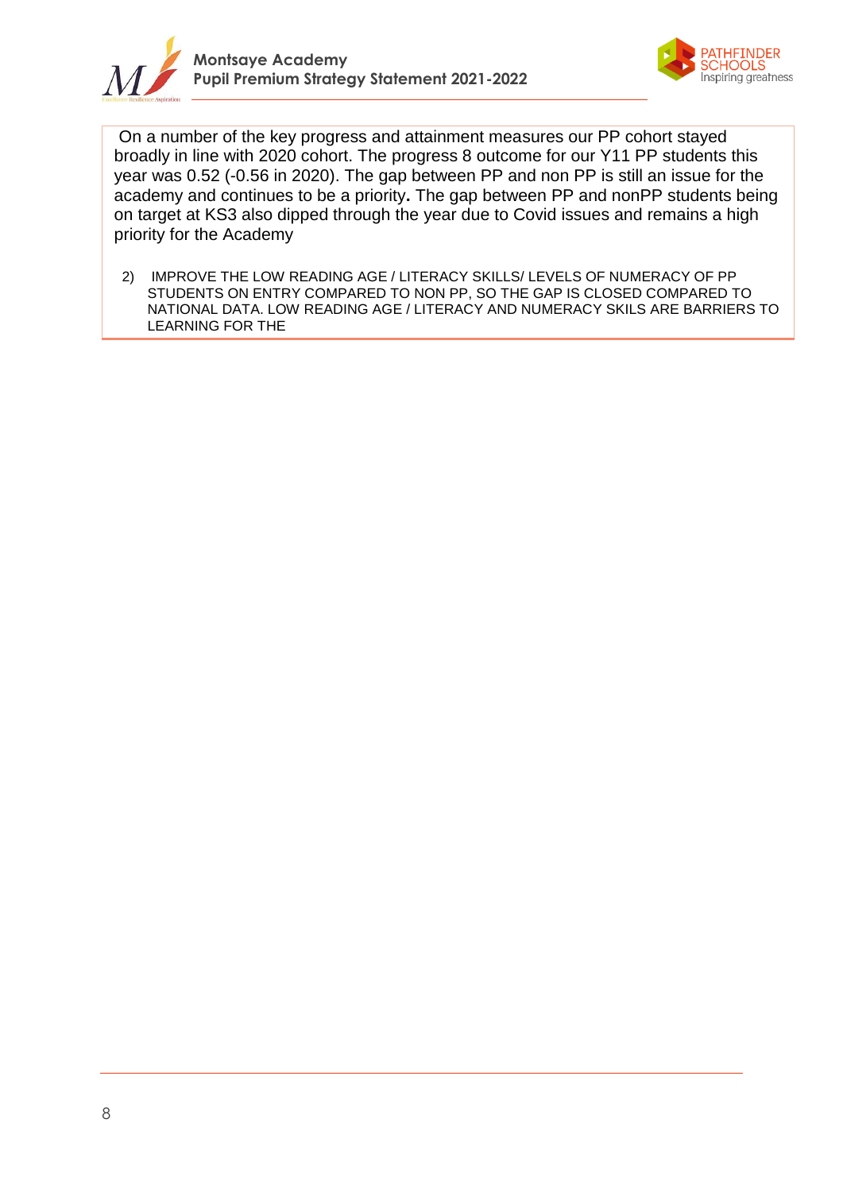On a number of the key progress and attainment measures our PP cohort stayed broadly in line with 2020 cohort. The progress 8 outcome for our Y11 PP students this year was 0.52 (-0.56 in 2020). The gap between PP and non PP is still an issue for the academy and continues to be a priority**.** The gap between PP and nonPP students being on target at KS3 also dipped through the year due to Covid issues and remains a high priority for the Academy

2) IMPROVE THE LOW READING AGE / LITERACY SKILLS/ LEVELS OF NUMERACY OF PP STUDENTS ON ENTRY COMPARED TO NON PP, SO THE GAP IS CLOSED COMPARED TO NATIONAL DATA. LOW READING AGE / LITERACY AND NUMERACY SKILS ARE BARRIERS TO LEARNING FOR THE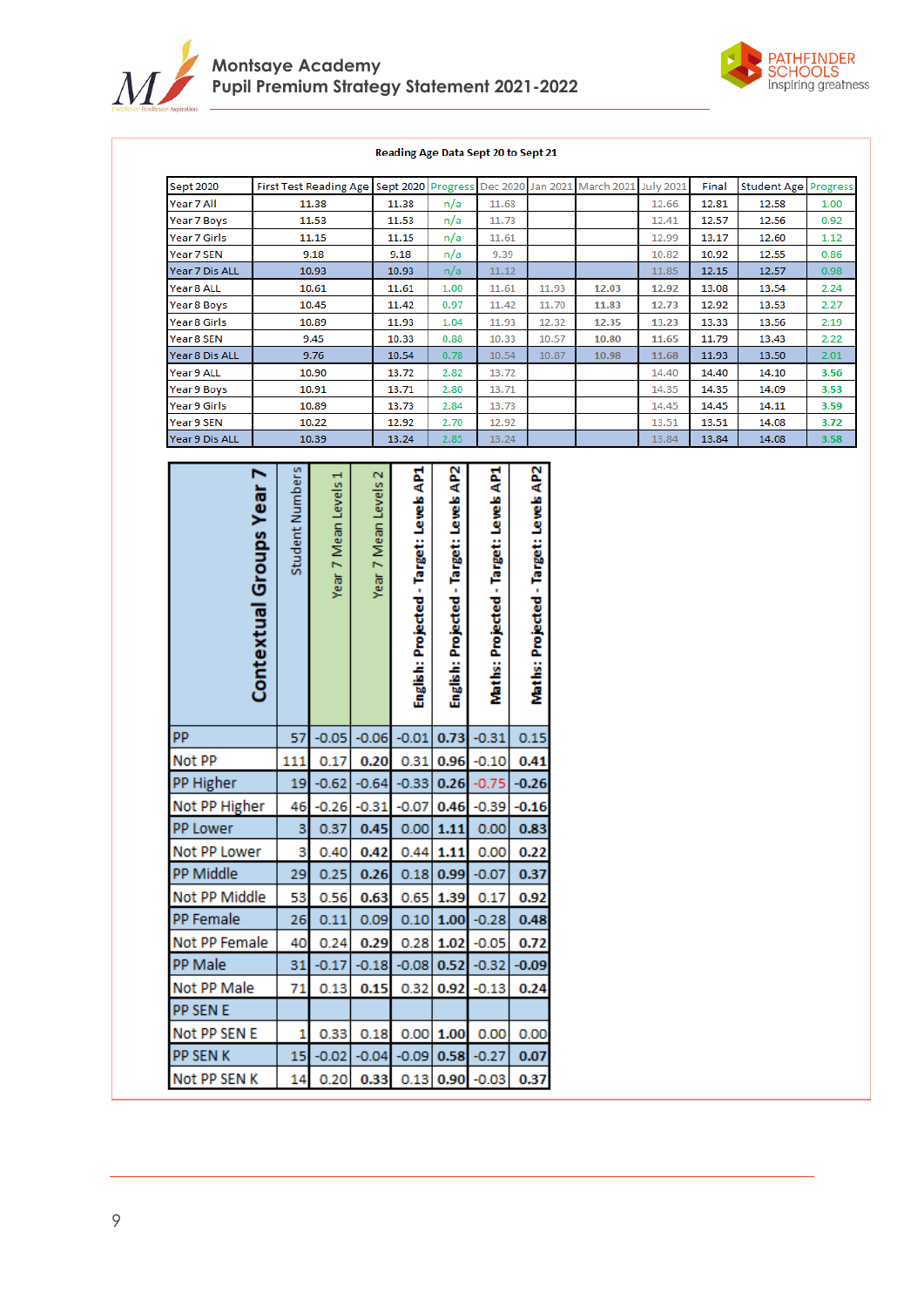**Reading Age Data Sept 20 to Sept 21**

| Sept 2020 | First Test Reading Age | Sept 2020 | Progress | Dec 2020 | Jan 2021 | March 2021 | July 2021 | Final | Student Age | Progress |
|---|---|---|---|---|---|---|---|---|---|---|
| Year 7 All | 11.38 | 11.38 | n/a | 11.68 | | | 12.66 | 12.81 | 12.58 | 1.00 |
| Year 7 Boys | 11.53 | 11.53 | n/a | 11.73 | | | 12.41 | 12.57 | 12.56 | 0.92 |
| Year 7 Girls | 11.15 | 11.15 | n/a | 11.61 | | | 12.99 | 13.17 | 12.60 | 1.12 |
| Year 7 SEN | 9.18 | 9.18 | n/a | 9.39 | | | 10.82 | 10.92 | 12.55 | 0.86 |
| Year 7 Dis ALL | 10.93 | 10.93 | n/a | 11.12 | | | 11.85 | 12.15 | 12.57 | 0.98 |
| Year 8 ALL | 10.61 | 11.61 | 1.00 | 11.61 | 11.93 | 12.03 | 12.92 | 13.08 | 13.54 | 2.24 |
| Year 8 Boys | 10.45 | 11.42 | 0.97 | 11.42 | 11.70 | 11.83 | 12.73 | 12.92 | 13.53 | 2.27 |
| Year 8 Girls | 10.89 | 11.93 | 1.04 | 11.93 | 12.32 | 12.35 | 13.23 | 13.33 | 13.56 | 2.19 |
| Year 8 SEN | 9.45 | 10.33 | 0.88 | 10.33 | 10.57 | 10.80 | 11.65 | 11.79 | 13.43 | 2.22 |
| Year 8 Dis ALL | 9.76 | 10.54 | 0.78 | 10.54 | 10.87 | 10.98 | 11.68 | 11.93 | 13.50 | 2.01 |
| Year 9 ALL | 10.90 | 13.72 | 2.82 | 13.72 | | | 14.40 | 14.40 | 14.10 | 3.56 |
| Year 9 Boys | 10.91 | 13.71 | 2.80 | 13.71 | | | 14.35 | 14.35 | 14.09 | 3.53 |
| Year 9 Girls | 10.89 | 13.73 | 2.84 | 13.73 | | | 14.45 | 14.45 | 14.11 | 3.59 |
| Year 9 SEN | 10.22 | 12.92 | 2.70 | 12.92 | | | 13.51 | 13.51 | 14.08 | 3.72 |
| Year 9 Dis ALL | 10.39 | 13.24 | 2.85 | 13.24 | | | 13.84 | 13.84 | 14.08 | 3.58 |

| Contextual Groups Year 7 | Student Numbers | Year 7 Mean Levels 1 | Year 7 Mean Levels 2 | English: Projected - Target: Levels AP1 | English: Projected - Target: Levels AP2 | Maths: Projected - Target: Levels AP1 | Maths: Projected - Target: Levels AP2 |
|---|---|---|---|---|---|---|---|
| PP | 57 | -0.05 | -0.06 | -0.01 | 0.73 | -0.31 | 0.15 |
| Not PP | 111 | 0.17 | 0.20 | 0.31 | 0.96 | -0.10 | 0.41 |
| PP Higher | 19 | -0.62 | -0.64 | -0.33 | 0.26 | -0.75 | -0.26 |
| Not PP Higher | 46 | -0.26 | -0.31 | -0.07 | 0.46 | -0.39 | -0.16 |
| PP Lower | 3 | 0.37 | 0.45 | 0.00 | 1.11 | 0.00 | 0.83 |
| Not PP Lower | 3 | 0.40 | 0.42 | 0.44 | 1.11 | 0.00 | 0.22 |
| PP Middle | 29 | 0.25 | 0.26 | 0.18 | 0.99 | -0.07 | 0.37 |
| Not PP Middle | 53 | 0.56 | 0.63 | 0.65 | 1.39 | 0.17 | 0.92 |
| PP Female | 26 | 0.11 | 0.09 | 0.10 | 1.00 | -0.28 | 0.48 |
| Not PP Female | 40 | 0.24 | 0.29 | 0.28 | 1.02 | -0.05 | 0.72 |
| PP Male | 31 | -0.17 | -0.18 | -0.08 | 0.52 | -0.32 | -0.09 |
| Not PP Male | 71 | 0.13 | 0.15 | 0.32 | 0.92 | -0.13 | 0.24 |
| PP SEN E | | | | | | | |
| Not PP SEN E | 1 | 0.33 | 0.18 | 0.00 | 1.00 | 0.00 | 0.00 |
| PP SEN K | 15 | -0.02 | -0.04 | -0.09 | 0.58 | -0.27 | 0.07 |
| Not PP SEN K | 14 | 0.20 | 0.33 | 0.13 | 0.90 | -0.03 | 0.37 |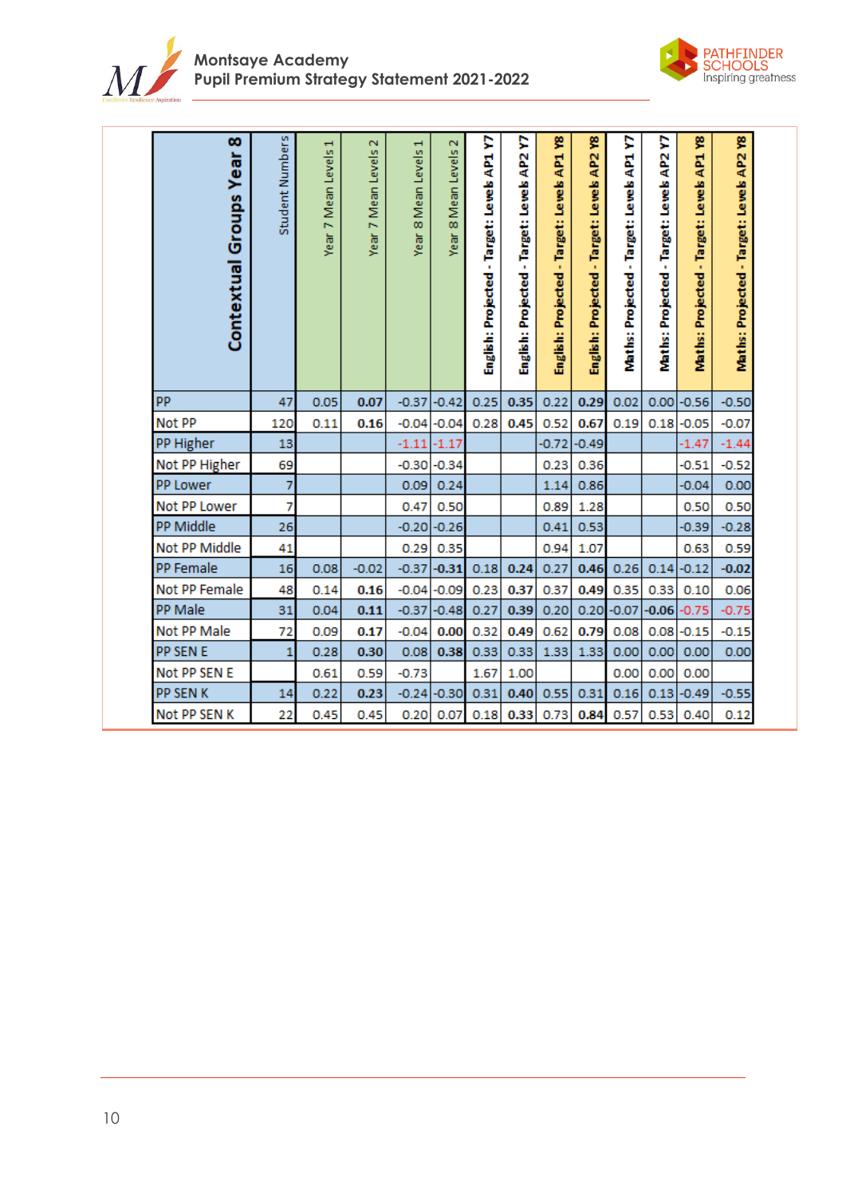| Contextual Groups Year 8 | Student Numbers | Year 7 Mean Levels 1 | Year 7 Mean Levels 2 | Year 8 Mean Levels 1 | Year 8 Mean Levels 2 | English: Projected - Target: Levels AP1 Y7 | English: Projected - Target: Levels AP2 Y7 | English: Projected - Target: Levels AP1 Y8 | English: Projected - Target: Levels AP2 Y8 | Maths: Projected - Target: Levels AP1 Y7 | Maths: Projected - Target: Levels AP2 Y7 | Maths: Projected - Target: Levels AP1 Y8 | Maths: Projected - Target: Levels AP2 Y8 |
|---|---|---|---|---|---|---|---|---|---|---|---|---|---|
| PP | 47 | 0.05 | **0.07** | -0.37 | -0.42 | 0.25 | **0.35** | 0.22 | **0.29** | 0.02 | 0.00 | -0.56 | -0.50 |
| Not PP | 120 | 0.11 | **0.16** | -0.04 | -0.04 | 0.28 | **0.45** | 0.52 | **0.67** | 0.19 | 0.18 | -0.05 | -0.07 |
| PP Higher | 13 | | | -1.11 | -1.17 | | | -0.72 | -0.49 | | | -1.47 | -1.44 |
| Not PP Higher | 69 | | | -0.30 | -0.34 | | | 0.23 | 0.36 | | | -0.51 | -0.52 |
| PP Lower | 7 | | | 0.09 | 0.24 | | | 1.14 | 0.86 | | | -0.04 | 0.00 |
| Not PP Lower | 7 | | | 0.47 | 0.50 | | | 0.89 | 1.28 | | | 0.50 | 0.50 |
| PP Middle | 26 | | | -0.20 | -0.26 | | | 0.41 | 0.53 | | | -0.39 | -0.28 |
| Not PP Middle | 41 | | | 0.29 | 0.35 | | | 0.94 | 1.07 | | | 0.63 | 0.59 |
| PP Female | 16 | 0.08 | -0.02 | -0.37 | **-0.31** | 0.18 | **0.24** | 0.27 | **0.46** | 0.26 | 0.14 | -0.12 | **-0.02** |
| Not PP Female | 48 | 0.14 | **0.16** | -0.04 | -0.09 | 0.23 | **0.37** | 0.37 | **0.49** | 0.35 | 0.33 | 0.10 | 0.06 |
| PP Male | 31 | 0.04 | **0.11** | -0.37 | -0.48 | 0.27 | **0.39** | 0.20 | 0.20 | -0.07 | **-0.06** | -0.75 | -0.75 |
| Not PP Male | 72 | 0.09 | **0.17** | -0.04 | **0.00** | 0.32 | **0.49** | 0.62 | **0.79** | 0.08 | 0.08 | -0.15 | -0.15 |
| PP SEN E | 1 | 0.28 | **0.30** | 0.08 | **0.38** | 0.33 | 0.33 | 1.33 | 1.33 | 0.00 | 0.00 | 0.00 | 0.00 |
| Not PP SEN E | | 0.61 | 0.59 | -0.73 | | 1.67 | 1.00 | | | 0.00 | 0.00 | 0.00 | |
| PP SEN K | 14 | 0.22 | **0.23** | -0.24 | -0.30 | 0.31 | **0.40** | 0.55 | 0.31 | 0.16 | 0.13 | -0.49 | -0.55 |
| Not PP SEN K | 22 | 0.45 | 0.45 | 0.20 | 0.07 | 0.18 | **0.33** | 0.73 | **0.84** | 0.57 | 0.53 | 0.40 | 0.12 |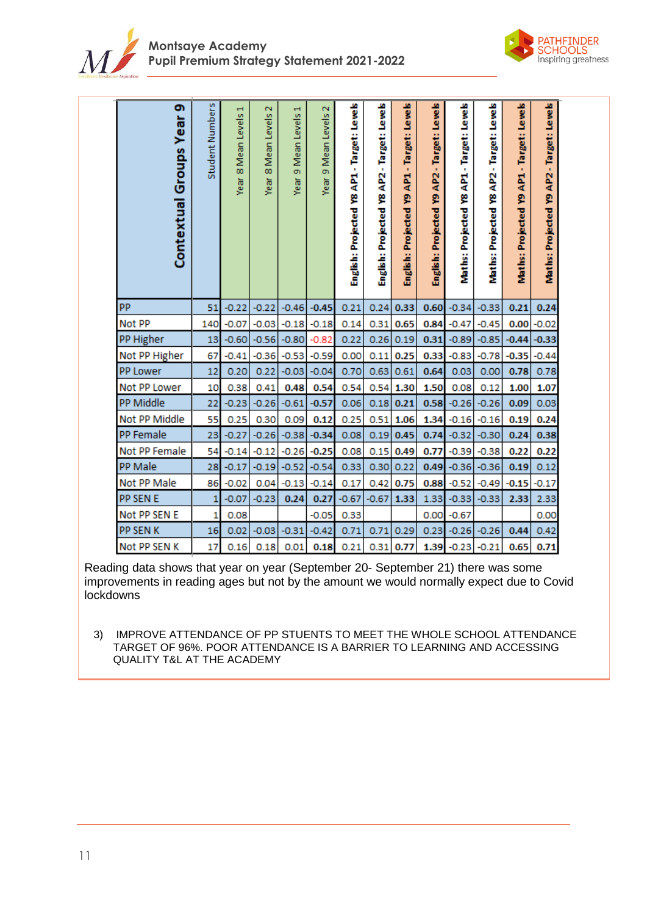| Contextual Groups Year 9 | Student Numbers | Year 8 Mean Levels 1 | Year 8 Mean Levels 2 | Year 9 Mean Levels 1 | Year 9 Mean Levels 2 | English: Projected Y8 AP1 - Target: Levels | English: Projected Y8 AP2 - Target: Levels | English: Projected Y9 AP1 - Target: Levels | English: Projected Y9 AP2 - Target: Levels | Maths: Projected Y8 AP1 - Target: Levels | Maths: Projected Y8 AP2 - Target: Levels | Maths: Projected Y9 AP1 - Target: Levels | Maths: Projected Y9 AP2 - Target: Levels |
|---|---|---|---|---|---|---|---|---|---|---|---|---|---|
| PP | 51 | -0.22 | -0.22 | -0.46 | **-0.45** | 0.21 | 0.24 | **0.33** | **0.60** | -0.34 | -0.33 | **0.21** | **0.24** |
| Not PP | 140 | -0.07 | -0.03 | -0.18 | -0.18 | 0.14 | 0.31 | **0.65** | **0.84** | -0.47 | -0.45 | **0.00** | -0.02 |
| PP Higher | 13 | -0.60 | -0.56 | -0.80 | -0.82 | 0.22 | 0.26 | 0.19 | **0.31** | -0.89 | -0.85 | **-0.44** | **-0.33** |
| Not PP Higher | 67 | -0.41 | -0.36 | -0.53 | -0.59 | 0.00 | 0.11 | **0.25** | **0.33** | -0.83 | -0.78 | **-0.35** | -0.44 |
| PP Lower | 12 | 0.20 | 0.22 | -0.03 | -0.04 | 0.70 | 0.63 | 0.61 | **0.64** | 0.03 | 0.00 | **0.78** | 0.78 |
| Not PP Lower | 10 | 0.38 | 0.41 | **0.48** | **0.54** | 0.54 | 0.54 | **1.30** | **1.50** | 0.08 | 0.12 | **1.00** | **1.07** |
| PP Middle | 22 | -0.23 | -0.26 | -0.61 | **-0.57** | 0.06 | 0.18 | **0.21** | **0.58** | -0.26 | -0.26 | **0.09** | 0.03 |
| Not PP Middle | 55 | 0.25 | 0.30 | 0.09 | **0.12** | 0.25 | 0.51 | **1.06** | **1.34** | -0.16 | -0.16 | **0.19** | **0.24** |
| PP Female | 23 | -0.27 | -0.26 | -0.38 | **-0.34** | 0.08 | 0.19 | **0.45** | **0.74** | -0.32 | -0.30 | **0.24** | **0.38** |
| Not PP Female | 54 | -0.14 | -0.12 | -0.26 | **-0.25** | 0.08 | 0.15 | **0.49** | **0.77** | -0.39 | -0.38 | **0.22** | **0.22** |
| PP Male | 28 | -0.17 | -0.19 | -0.52 | -0.54 | 0.33 | 0.30 | 0.22 | **0.49** | -0.36 | -0.36 | **0.19** | 0.12 |
| Not PP Male | 86 | -0.02 | 0.04 | -0.13 | -0.14 | 0.17 | 0.42 | **0.75** | **0.88** | -0.52 | -0.49 | **-0.15** | -0.17 |
| PP SEN E | 1 | -0.07 | -0.23 | **0.24** | **0.27** | -0.67 | -0.67 | **1.33** | 1.33 | -0.33 | -0.33 | **2.33** | 2.33 |
| Not PP SEN E | 1 | 0.08 | | | -0.05 | 0.33 | | | 0.00 | -0.67 | | | 0.00 |
| PP SEN K | 16 | 0.02 | -0.03 | -0.31 | -0.42 | 0.71 | 0.71 | 0.29 | 0.23 | -0.26 | -0.26 | **0.44** | 0.42 |
| Not PP SEN K | 17 | 0.16 | 0.18 | 0.01 | **0.18** | 0.21 | 0.31 | **0.77** | **1.39** | -0.23 | -0.21 | **0.65** | **0.71** |

Reading data shows that year on year (September 20- September 21) there was some improvements in reading ages but not by the amount we would normally expect due to Covid lockdowns

3) IMPROVE ATTENDANCE OF PP STUENTS TO MEET THE WHOLE SCHOOL ATTENDANCE TARGET OF 96%. POOR ATTENDANCE IS A BARRIER TO LEARNING AND ACCESSING QUALITY T&L AT THE ACADEMY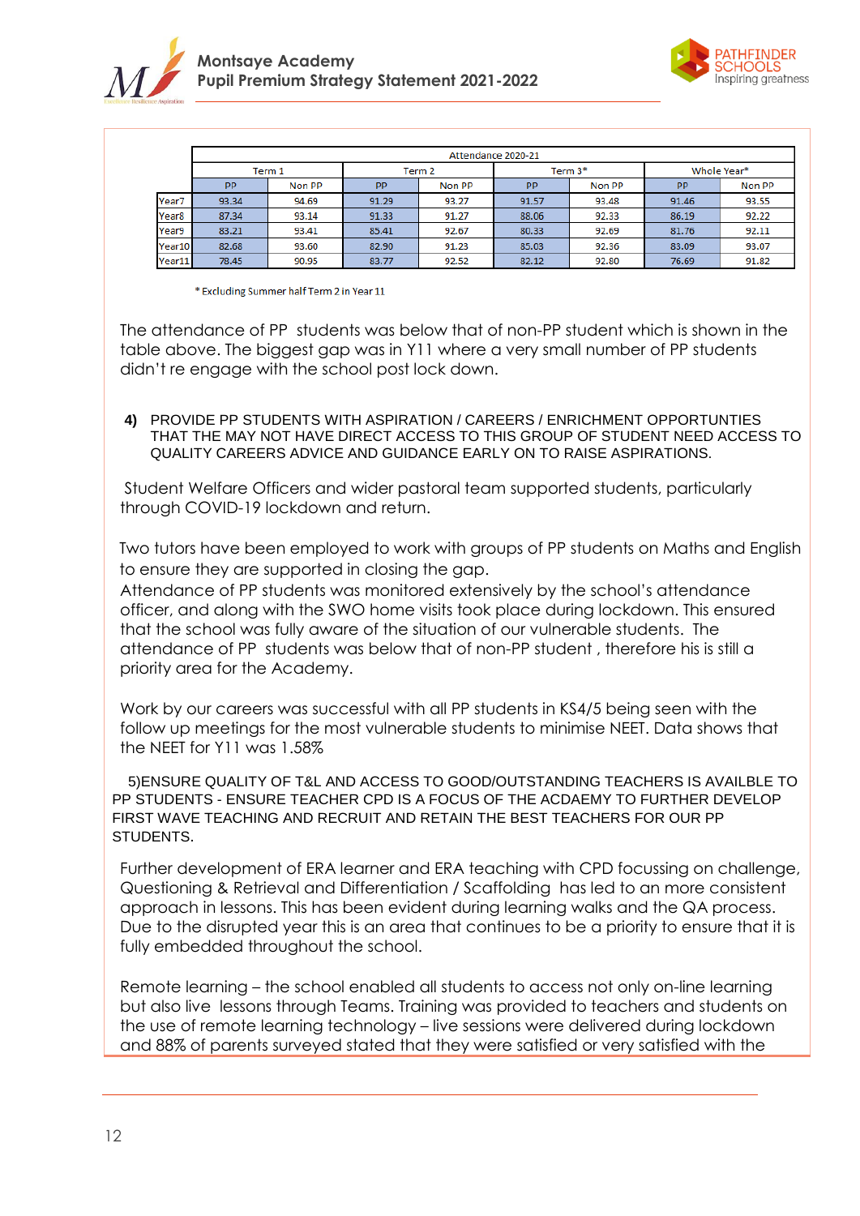| | Attendance 2020-21 | | | | | | | |
|---|---|---|---|---|---|---|---|---|
| | Term 1 | | Term 2 | | Term 3* | | Whole Year* | |
| | PP | Non PP | PP | Non PP | PP | Non PP | PP | Non PP |
| Year7 | 93.34 | 94.69 | 91.29 | 93.27 | 91.57 | 93.48 | 91.46 | 93.55 |
| Year8 | 87.34 | 93.14 | 91.33 | 91.27 | 88.06 | 92.33 | 86.19 | 92.22 |
| Year9 | 83.21 | 93.41 | 85.41 | 92.67 | 80.33 | 92.69 | 81.76 | 92.11 |
| Year10 | 82.68 | 93.60 | 82.90 | 91.23 | 85.03 | 92.36 | 83.09 | 93.07 |
| Year11 | 78.45 | 90.95 | 83.77 | 92.52 | 82.12 | 92.80 | 76.69 | 91.82 |

\* Excluding Summer half Term 2 in Year 11

The attendance of PP students was below that of non-PP student which is shown in the table above. The biggest gap was in Y11 where a very small number of PP students didn't re engage with the school post lock down.

**4) PROVIDE PP STUDENTS WITH ASPIRATION / CAREERS / ENRICHMENT OPPORTUNITIES THAT THE MAY NOT HAVE DIRECT ACCESS TO THIS GROUP OF STUDENT NEED ACCESS TO QUALITY CAREERS ADVICE AND GUIDANCE EARLY ON TO RAISE ASPIRATIONS.**

Student Welfare Officers and wider pastoral team supported students, particularly through COVID-19 lockdown and return.

Two tutors have been employed to work with groups of PP students on Maths and English to ensure they are supported in closing the gap.
Attendance of PP students was monitored extensively by the school's attendance officer, and along with the SWO home visits took place during lockdown. This ensured that the school was fully aware of the situation of our vulnerable students. The attendance of PP students was below that of non-PP student , therefore his is still a priority area for the Academy.

Work by our careers was successful with all PP students in KS4/5 being seen with the follow up meetings for the most vulnerable students to minimise NEET. Data shows that the NEET for Y11 was 1.58%

5)ENSURE QUALITY OF T&L AND ACCESS TO GOOD/OUTSTANDING TEACHERS IS AVAILBLE TO PP STUDENTS - ENSURE TEACHER CPD IS A FOCUS OF THE ACDAEMY TO FURTHER DEVELOP FIRST WAVE TEACHING AND RECRUIT AND RETAIN THE BEST TEACHERS FOR OUR PP STUDENTS.

Further development of ERA learner and ERA teaching with CPD focussing on challenge, Questioning & Retrieval and Differentiation / Scaffolding has led to an more consistent approach in lessons. This has been evident during learning walks and the QA process. Due to the disrupted year this is an area that continues to be a priority to ensure that it is fully embedded throughout the school.

Remote learning – the school enabled all students to access not only on-line learning but also live lessons through Teams. Training was provided to teachers and students on the use of remote learning technology – live sessions were delivered during lockdown and 88% of parents surveyed stated that they were satisfied or very satisfied with the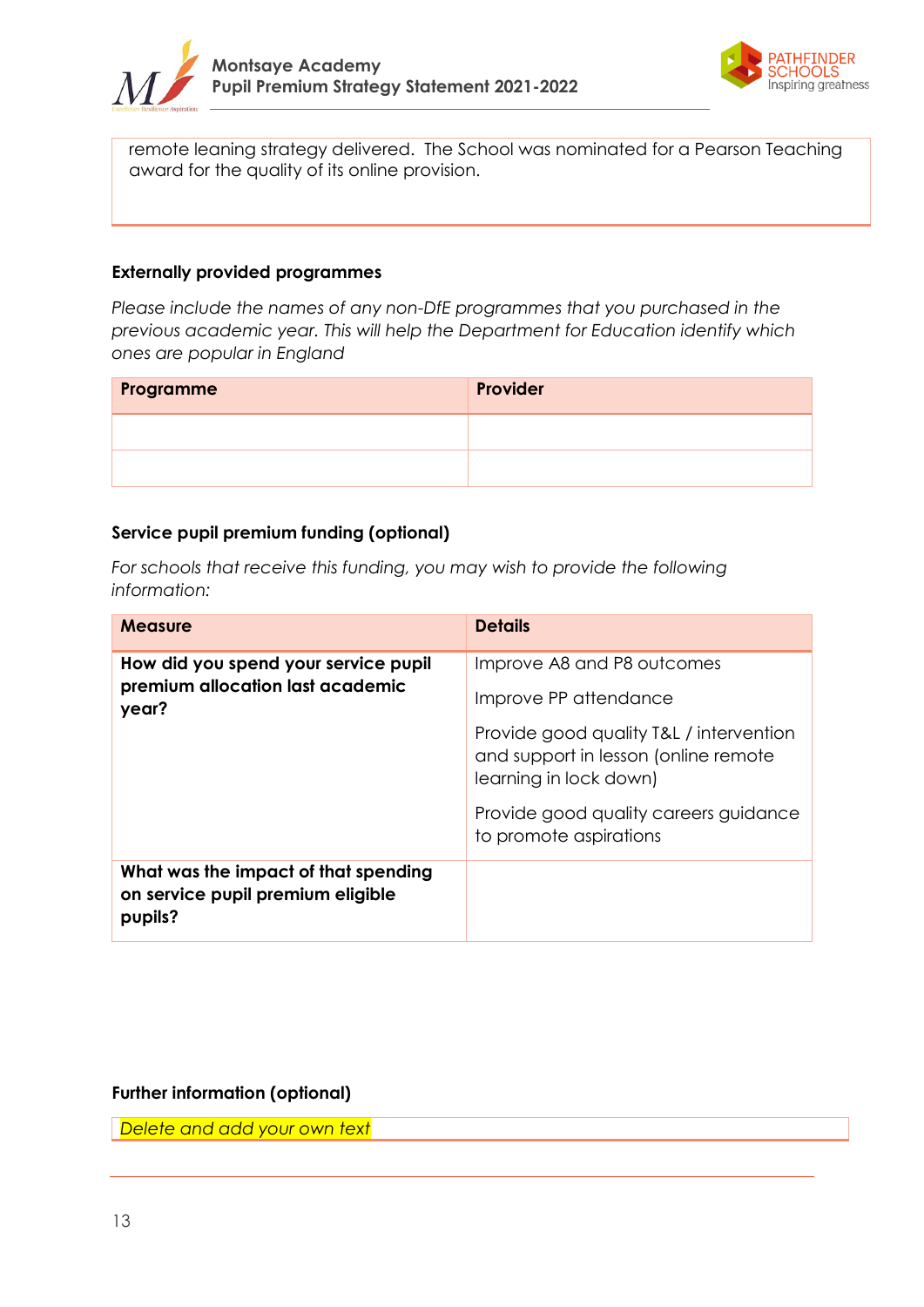| remote leaning strategy delivered. The School was nominated for a Pearson Teaching award for the quality of its online provision. |
|---|

## Externally provided programmes

*Please include the names of any non-DfE programmes that you purchased in the previous academic year. This will help the Department for Education identify which ones are popular in England*

| Programme | Provider |
|---|---|
| | |
| | |

## Service pupil premium funding (optional)

*For schools that receive this funding, you may wish to provide the following information:*

| Measure | Details |
|---|---|
| **How did you spend your service pupil premium allocation last academic year?** | Improve A8 and P8 outcomes<br><br>Improve PP attendance<br><br>Provide good quality T&L / intervention and support in lesson (online remote learning in lock down)<br><br>Provide good quality careers guidance to promote aspirations |
| **What was the impact of that spending on service pupil premium eligible pupils?** | |

## Further information (optional)

| *Delete and add your own text* |
|---|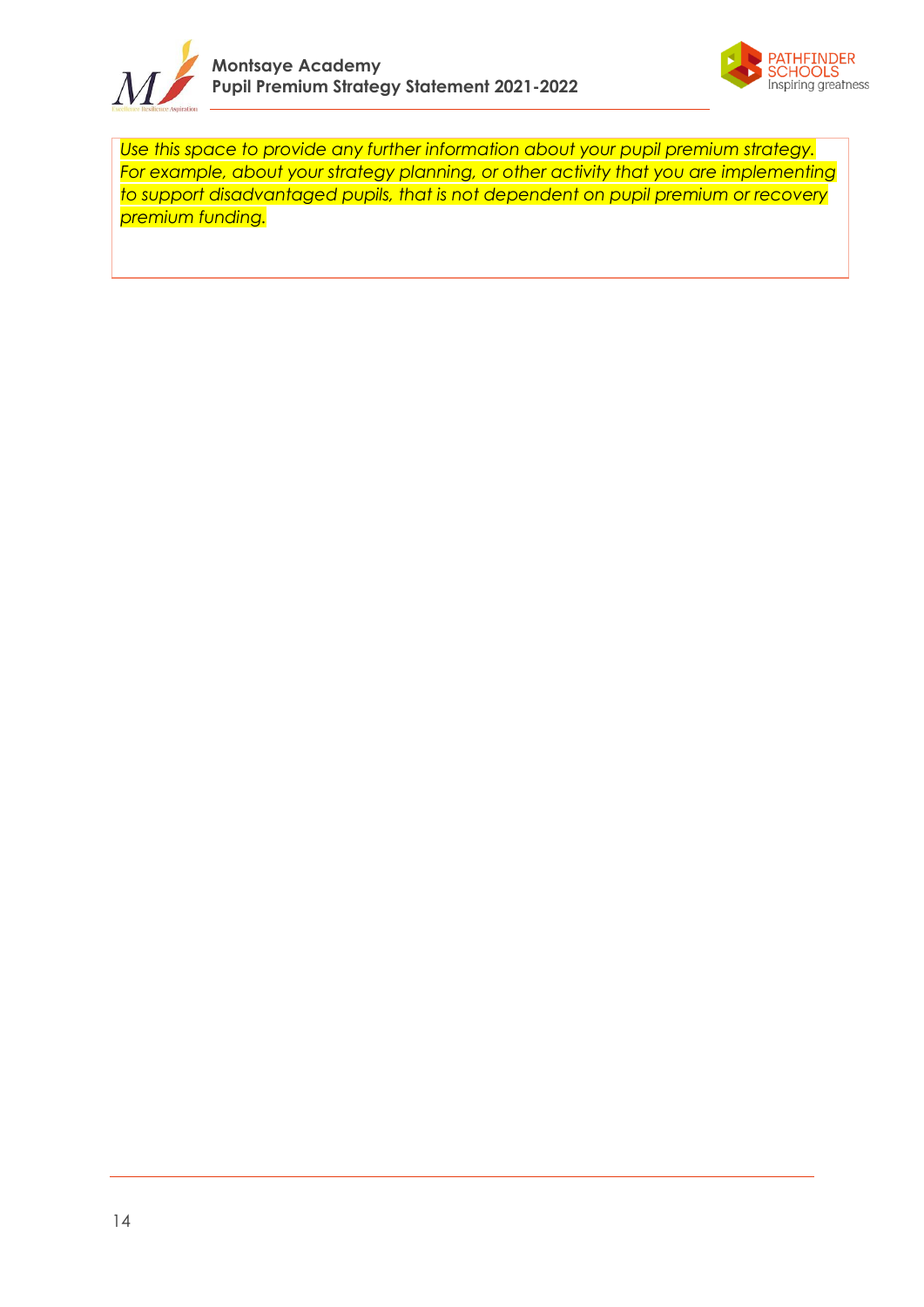*Use this space to provide any further information about your pupil premium strategy. For example, about your strategy planning, or other activity that you are implementing to support disadvantaged pupils, that is not dependent on pupil premium or recovery premium funding.*